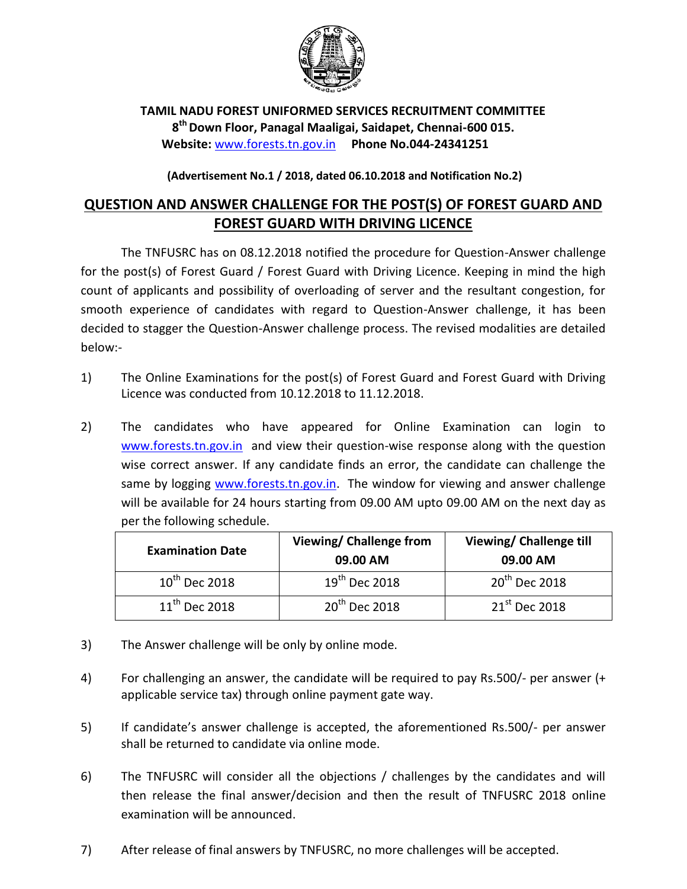**TAMIL NADU FOREST UNIFORMED SERVICES RECRUITMENT COMMITTEE**
**8th Down Floor, Panagal Maaligai, Saidapet, Chennai-600 015.**
**Website:** www.forests.tn.gov.in **Phone No.044-24341251**

**(Advertisement No.1 / 2018, dated 06.10.2018 and Notification No.2)**

# QUESTION AND ANSWER CHALLENGE FOR THE POST(S) OF FOREST GUARD AND FOREST GUARD WITH DRIVING LICENCE

The TNFUSRC has on 08.12.2018 notified the procedure for Question-Answer challenge for the post(s) of Forest Guard / Forest Guard with Driving Licence. Keeping in mind the high count of applicants and possibility of overloading of server and the resultant congestion, for smooth experience of candidates with regard to Question-Answer challenge, it has been decided to stagger the Question-Answer challenge process. The revised modalities are detailed below:-

1) The Online Examinations for the post(s) of Forest Guard and Forest Guard with Driving Licence was conducted from 10.12.2018 to 11.12.2018.

2) The candidates who have appeared for Online Examination can login to www.forests.tn.gov.in and view their question-wise response along with the question wise correct answer. If any candidate finds an error, the candidate can challenge the same by logging www.forests.tn.gov.in. The window for viewing and answer challenge will be available for 24 hours starting from 09.00 AM upto 09.00 AM on the next day as per the following schedule.

| Examination Date | Viewing/ Challenge from 09.00 AM | Viewing/ Challenge till 09.00 AM |
|---|---|---|
| 10th Dec 2018 | 19th Dec 2018 | 20th Dec 2018 |
| 11th Dec 2018 | 20th Dec 2018 | 21st Dec 2018 |

3) The Answer challenge will be only by online mode.

4) For challenging an answer, the candidate will be required to pay Rs.500/- per answer (+ applicable service tax) through online payment gate way.

5) If candidate's answer challenge is accepted, the aforementioned Rs.500/- per answer shall be returned to candidate via online mode.

6) The TNFUSRC will consider all the objections / challenges by the candidates and will then release the final answer/decision and then the result of TNFUSRC 2018 online examination will be announced.

7) After release of final answers by TNFUSRC, no more challenges will be accepted.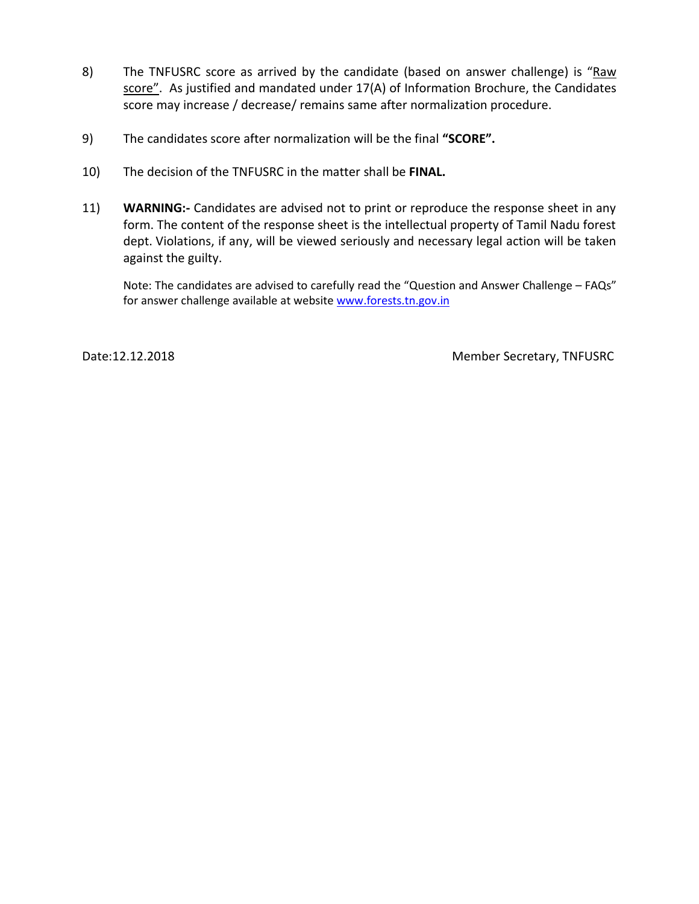8) The TNFUSRC score as arrived by the candidate (based on answer challenge) is "Raw score". As justified and mandated under 17(A) of Information Brochure, the Candidates score may increase / decrease/ remains same after normalization procedure.

9) The candidates score after normalization will be the final **"SCORE".**

10) The decision of the TNFUSRC in the matter shall be **FINAL.**

11) **WARNING:-** Candidates are advised not to print or reproduce the response sheet in any form. The content of the response sheet is the intellectual property of Tamil Nadu forest dept. Violations, if any, will be viewed seriously and necessary legal action will be taken against the guilty.

Note: The candidates are advised to carefully read the "Question and Answer Challenge – FAQs" for answer challenge available at website www.forests.tn.gov.in

Date:12.12.2018

Member Secretary, TNFUSRC